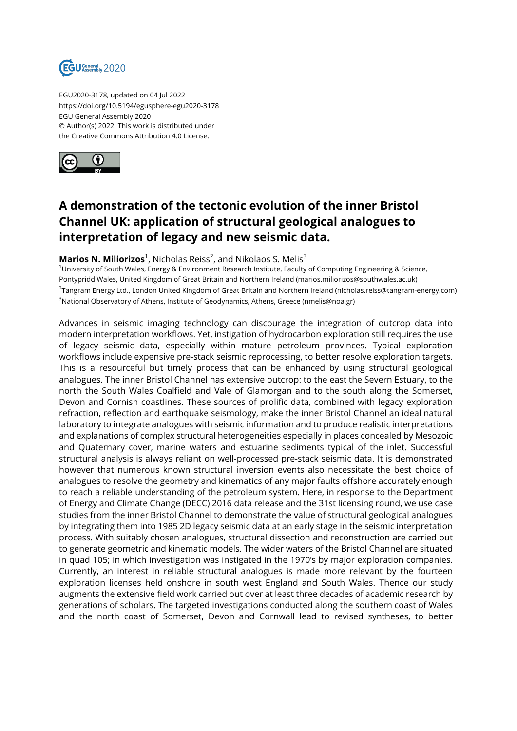EGU2020-3178, updated on 04 Jul 2022
https://doi.org/10.5194/egusphere-egu2020-3178
EGU General Assembly 2020
© Author(s) 2022. This work is distributed under
the Creative Commons Attribution 4.0 License.

# A demonstration of the tectonic evolution of the inner Bristol Channel UK: application of structural geological analogues to interpretation of legacy and new seismic data.

**Marios N. Miliorizos**[1], Nicholas Reiss[2], and Nikolaos S. Melis[3]

[1]University of South Wales, Energy & Environment Research Institute, Faculty of Computing Engineering & Science, Pontypridd Wales, United Kingdom of Great Britain and Northern Ireland (marios.miliorizos@southwales.ac.uk)
[2]Tangram Energy Ltd., London United Kingdom of Great Britain and Northern Ireland (nicholas.reiss@tangram-energy.com)
[3]National Observatory of Athens, Institute of Geodynamics, Athens, Greece (nmelis@noa.gr)

Advances in seismic imaging technology can discourage the integration of outcrop data into modern interpretation workflows. Yet, instigation of hydrocarbon exploration still requires the use of legacy seismic data, especially within mature petroleum provinces. Typical exploration workflows include expensive pre-stack seismic reprocessing, to better resolve exploration targets. This is a resourceful but timely process that can be enhanced by using structural geological analogues. The inner Bristol Channel has extensive outcrop: to the east the Severn Estuary, to the north the South Wales Coalfield and Vale of Glamorgan and to the south along the Somerset, Devon and Cornish coastlines. These sources of prolific data, combined with legacy exploration refraction, reflection and earthquake seismology, make the inner Bristol Channel an ideal natural laboratory to integrate analogues with seismic information and to produce realistic interpretations and explanations of complex structural heterogeneities especially in places concealed by Mesozoic and Quaternary cover, marine waters and estuarine sediments typical of the inlet. Successful structural analysis is always reliant on well-processed pre-stack seismic data. It is demonstrated however that numerous known structural inversion events also necessitate the best choice of analogues to resolve the geometry and kinematics of any major faults offshore accurately enough to reach a reliable understanding of the petroleum system. Here, in response to the Department of Energy and Climate Change (DECC) 2016 data release and the 31st licensing round, we use case studies from the inner Bristol Channel to demonstrate the value of structural geological analogues by integrating them into 1985 2D legacy seismic data at an early stage in the seismic interpretation process. With suitably chosen analogues, structural dissection and reconstruction are carried out to generate geometric and kinematic models. The wider waters of the Bristol Channel are situated in quad 105; in which investigation was instigated in the 1970's by major exploration companies. Currently, an interest in reliable structural analogues is made more relevant by the fourteen exploration licenses held onshore in south west England and South Wales. Thence our study augments the extensive field work carried out over at least three decades of academic research by generations of scholars. The targeted investigations conducted along the southern coast of Wales and the north coast of Somerset, Devon and Cornwall lead to revised syntheses, to better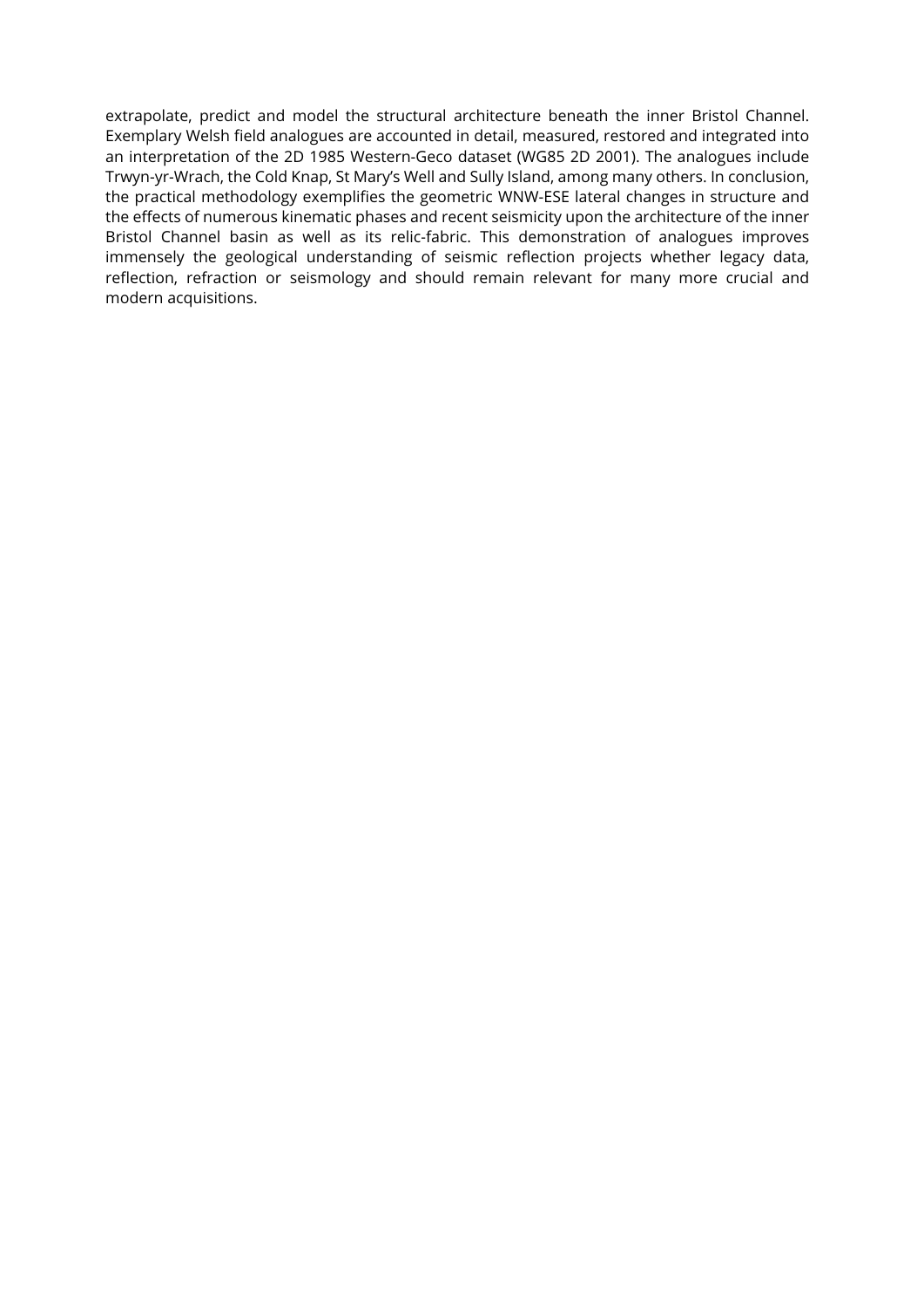extrapolate, predict and model the structural architecture beneath the inner Bristol Channel. Exemplary Welsh field analogues are accounted in detail, measured, restored and integrated into an interpretation of the 2D 1985 Western-Geco dataset (WG85 2D 2001). The analogues include Trwyn-yr-Wrach, the Cold Knap, St Mary's Well and Sully Island, among many others. In conclusion, the practical methodology exemplifies the geometric WNW-ESE lateral changes in structure and the effects of numerous kinematic phases and recent seismicity upon the architecture of the inner Bristol Channel basin as well as its relic-fabric. This demonstration of analogues improves immensely the geological understanding of seismic reflection projects whether legacy data, reflection, refraction or seismology and should remain relevant for many more crucial and modern acquisitions.